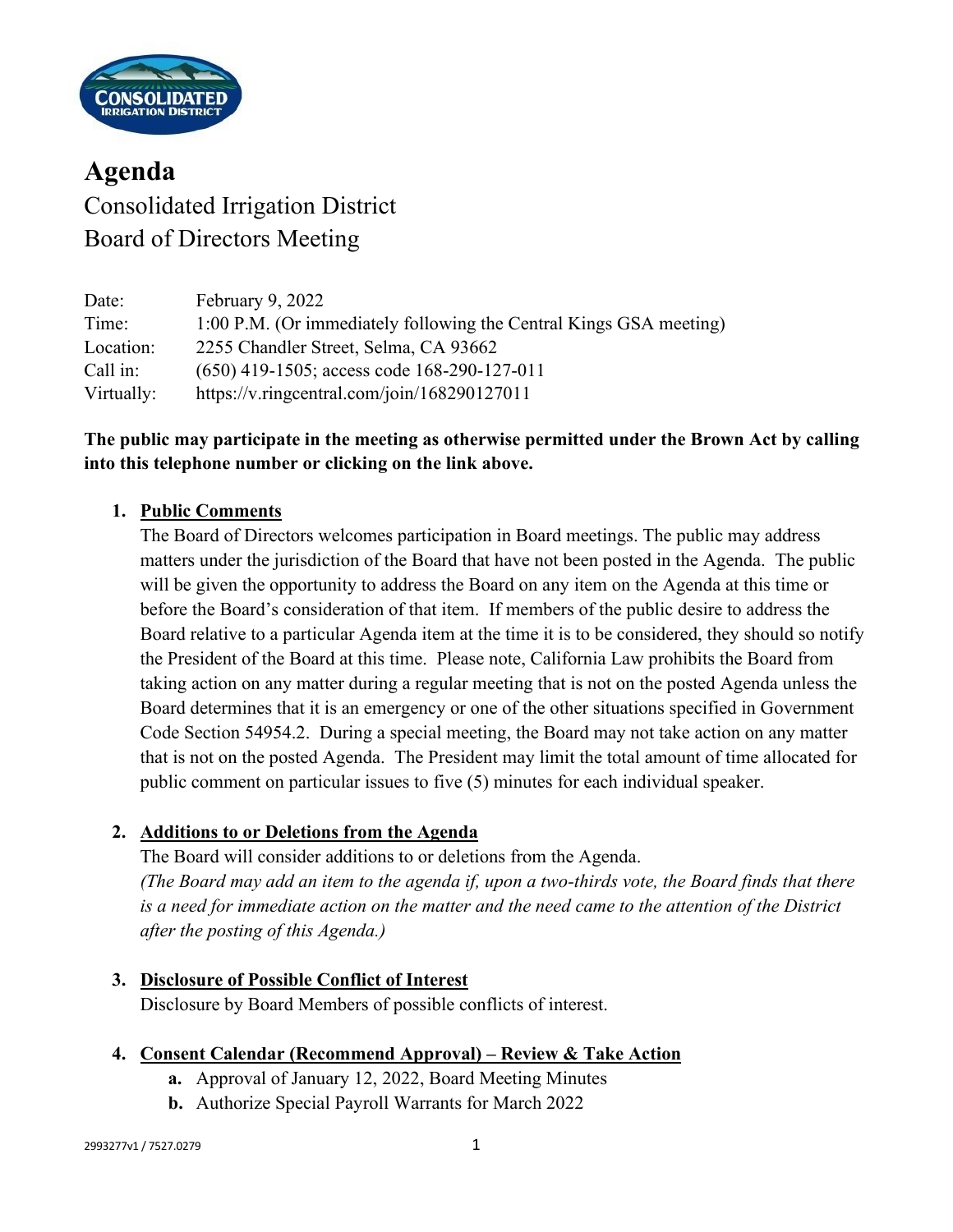# Agenda

Consolidated Irrigation District
Board of Directors Meeting

Date: February 9, 2022
Time: 1:00 P.M. (Or immediately following the Central Kings GSA meeting)
Location: 2255 Chandler Street, Selma, CA 93662
Call in: (650) 419-1505; access code 168-290-127-011
Virtually: https://v.ringcentral.com/join/168290127011

**The public may participate in the meeting as otherwise permitted under the Brown Act by calling into this telephone number or clicking on the link above.**

1. **Public Comments**
   The Board of Directors welcomes participation in Board meetings. The public may address matters under the jurisdiction of the Board that have not been posted in the Agenda. The public will be given the opportunity to address the Board on any item on the Agenda at this time or before the Board's consideration of that item. If members of the public desire to address the Board relative to a particular Agenda item at the time it is to be considered, they should so notify the President of the Board at this time. Please note, California Law prohibits the Board from taking action on any matter during a regular meeting that is not on the posted Agenda unless the Board determines that it is an emergency or one of the other situations specified in Government Code Section 54954.2. During a special meeting, the Board may not take action on any matter that is not on the posted Agenda. The President may limit the total amount of time allocated for public comment on particular issues to five (5) minutes for each individual speaker.

2. **Additions to or Deletions from the Agenda**
   The Board will consider additions to or deletions from the Agenda.
   *(The Board may add an item to the agenda if, upon a two-thirds vote, the Board finds that there is a need for immediate action on the matter and the need came to the attention of the District after the posting of this Agenda.)*

3. **Disclosure of Possible Conflict of Interest**
   Disclosure by Board Members of possible conflicts of interest.

4. **Consent Calendar (Recommend Approval) – Review & Take Action**
   a. Approval of January 12, 2022, Board Meeting Minutes
   b. Authorize Special Payroll Warrants for March 2022

2993277v1 / 7527.0279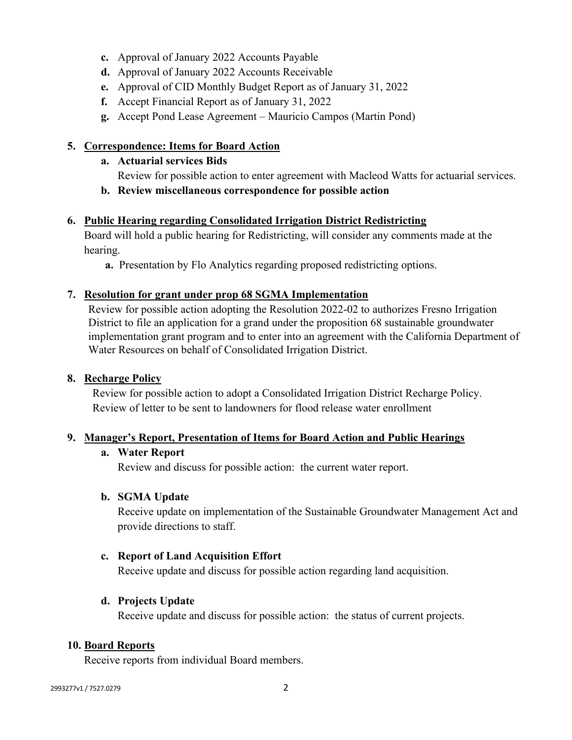- **c.** Approval of January 2022 Accounts Payable
- **d.** Approval of January 2022 Accounts Receivable
- **e.** Approval of CID Monthly Budget Report as of January 31, 2022
- **f.** Accept Financial Report as of January 31, 2022
- **g.** Accept Pond Lease Agreement – Mauricio Campos (Martin Pond)

**5. <u>Correspondence: Items for Board Action</u>**

- **a. Actuarial services Bids**

  Review for possible action to enter agreement with Macleod Watts for actuarial services.

- **b. Review miscellaneous correspondence for possible action**

**6. <u>Public Hearing regarding Consolidated Irrigation District Redistricting</u>**

Board will hold a public hearing for Redistricting, will consider any comments made at the hearing.

- **a.** Presentation by Flo Analytics regarding proposed redistricting options.

**7. <u>Resolution for grant under prop 68 SGMA Implementation</u>**

Review for possible action adopting the Resolution 2022-02 to authorizes Fresno Irrigation District to file an application for a grand under the proposition 68 sustainable groundwater implementation grant program and to enter into an agreement with the California Department of Water Resources on behalf of Consolidated Irrigation District.

**8. <u>Recharge Policy</u>**

Review for possible action to adopt a Consolidated Irrigation District Recharge Policy.
Review of letter to be sent to landowners for flood release water enrollment

**9. <u>Manager's Report, Presentation of Items for Board Action and Public Hearings</u>**

- **a. Water Report**

  Review and discuss for possible action: the current water report.

- **b. SGMA Update**

  Receive update on implementation of the Sustainable Groundwater Management Act and provide directions to staff.

- **c. Report of Land Acquisition Effort**

  Receive update and discuss for possible action regarding land acquisition.

- **d. Projects Update**

  Receive update and discuss for possible action: the status of current projects.

**10. <u>Board Reports</u>**

Receive reports from individual Board members.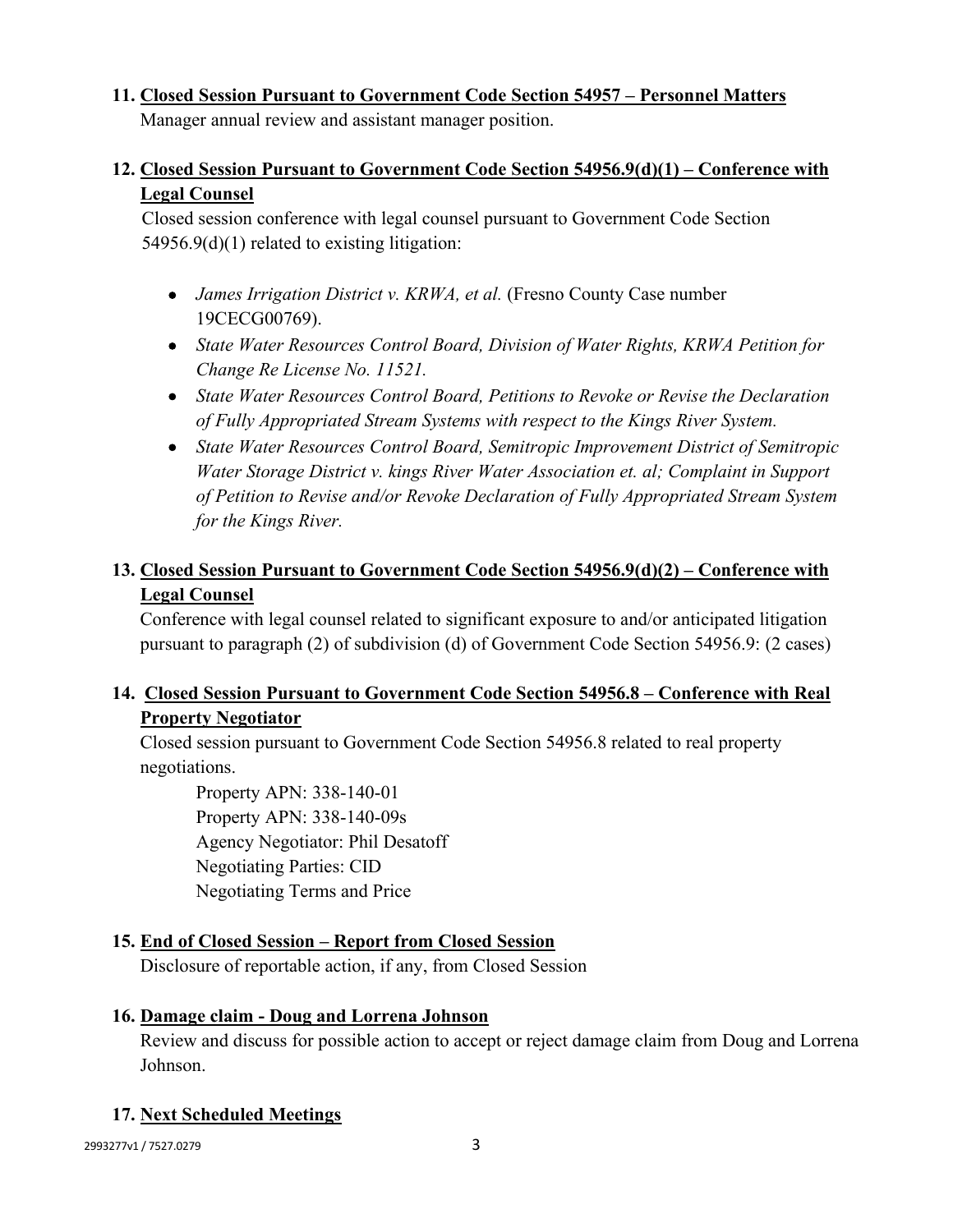11. **<u>Closed Session Pursuant to Government Code Section 54957 – Personnel Matters</u>**
    Manager annual review and assistant manager position.

12. **<u>Closed Session Pursuant to Government Code Section 54956.9(d)(1) – Conference with Legal Counsel</u>**
    Closed session conference with legal counsel pursuant to Government Code Section 54956.9(d)(1) related to existing litigation:

    - *James Irrigation District v. KRWA, et al.* (Fresno County Case number 19CECG00769).
    - *State Water Resources Control Board, Division of Water Rights, KRWA Petition for Change Re License No. 11521.*
    - *State Water Resources Control Board, Petitions to Revoke or Revise the Declaration of Fully Appropriated Stream Systems with respect to the Kings River System.*
    - *State Water Resources Control Board, Semitropic Improvement District of Semitropic Water Storage District v. kings River Water Association et. al; Complaint in Support of Petition to Revise and/or Revoke Declaration of Fully Appropriated Stream System for the Kings River.*

13. **<u>Closed Session Pursuant to Government Code Section 54956.9(d)(2) – Conference with Legal Counsel</u>**
    Conference with legal counsel related to significant exposure to and/or anticipated litigation pursuant to paragraph (2) of subdivision (d) of Government Code Section 54956.9: (2 cases)

14. **<u>Closed Session Pursuant to Government Code Section 54956.8 – Conference with Real Property Negotiator</u>**
    Closed session pursuant to Government Code Section 54956.8 related to real property negotiations.

    Property APN: 338-140-01
    Property APN: 338-140-09s
    Agency Negotiator: Phil Desatoff
    Negotiating Parties: CID
    Negotiating Terms and Price

15. **<u>End of Closed Session – Report from Closed Session</u>**
    Disclosure of reportable action, if any, from Closed Session

16. **<u>Damage claim - Doug and Lorrena Johnson</u>**
    Review and discuss for possible action to accept or reject damage claim from Doug and Lorrena Johnson.

17. **<u>Next Scheduled Meetings</u>**

2993277v1 / 7527.0279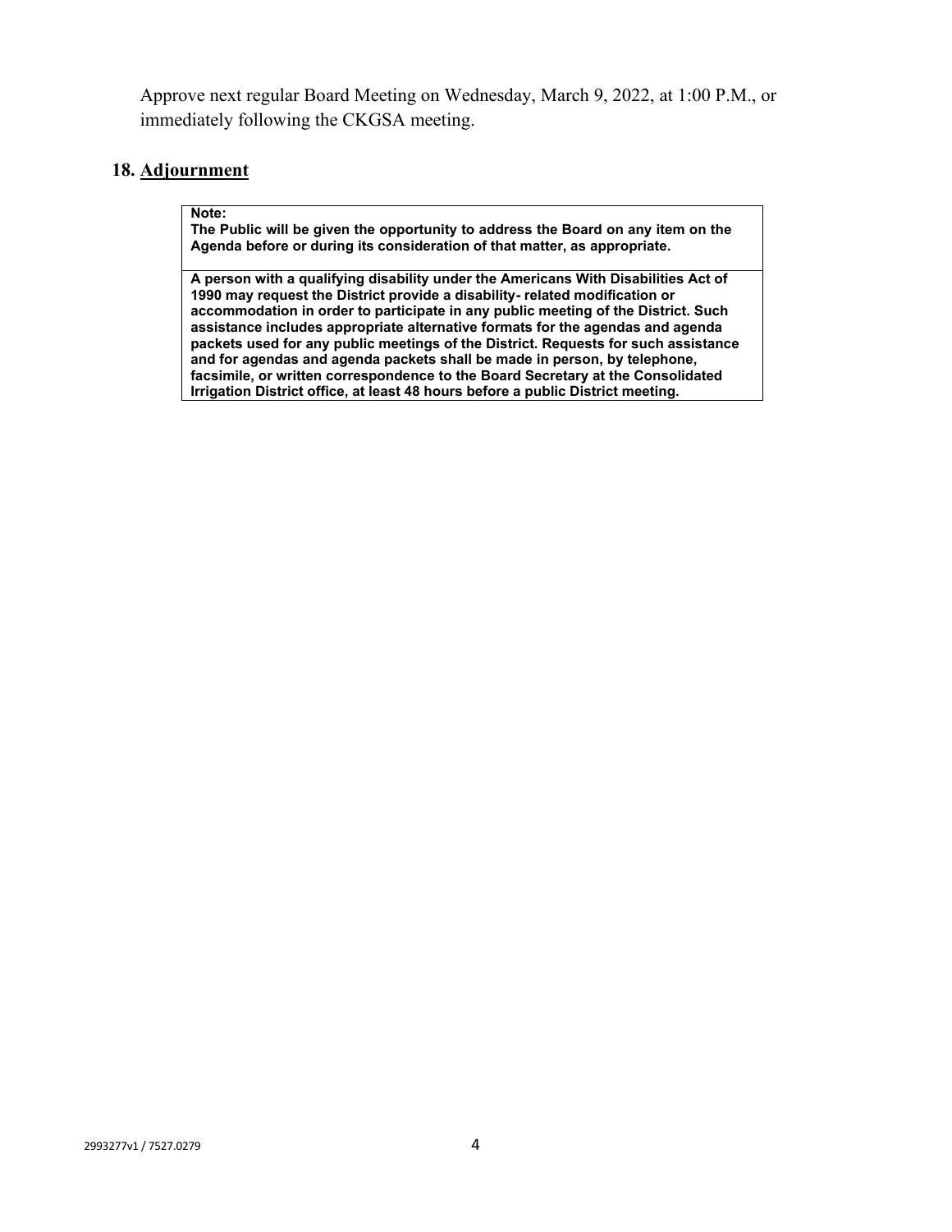Approve next regular Board Meeting on Wednesday, March 9, 2022, at 1:00 P.M., or immediately following the CKGSA meeting.

## 18. Adjournment

| |
|---|
| **Note:**<br>**The Public will be given the opportunity to address the Board on any item on the Agenda before or during its consideration of that matter, as appropriate.** |
| **A person with a qualifying disability under the Americans With Disabilities Act of 1990 may request the District provide a disability- related modification or accommodation in order to participate in any public meeting of the District. Such assistance includes appropriate alternative formats for the agendas and agenda packets used for any public meetings of the District. Requests for such assistance and for agendas and agenda packets shall be made in person, by telephone, facsimile, or written correspondence to the Board Secretary at the Consolidated Irrigation District office, at least 48 hours before a public District meeting.** |

2993277v1 / 7527.0279